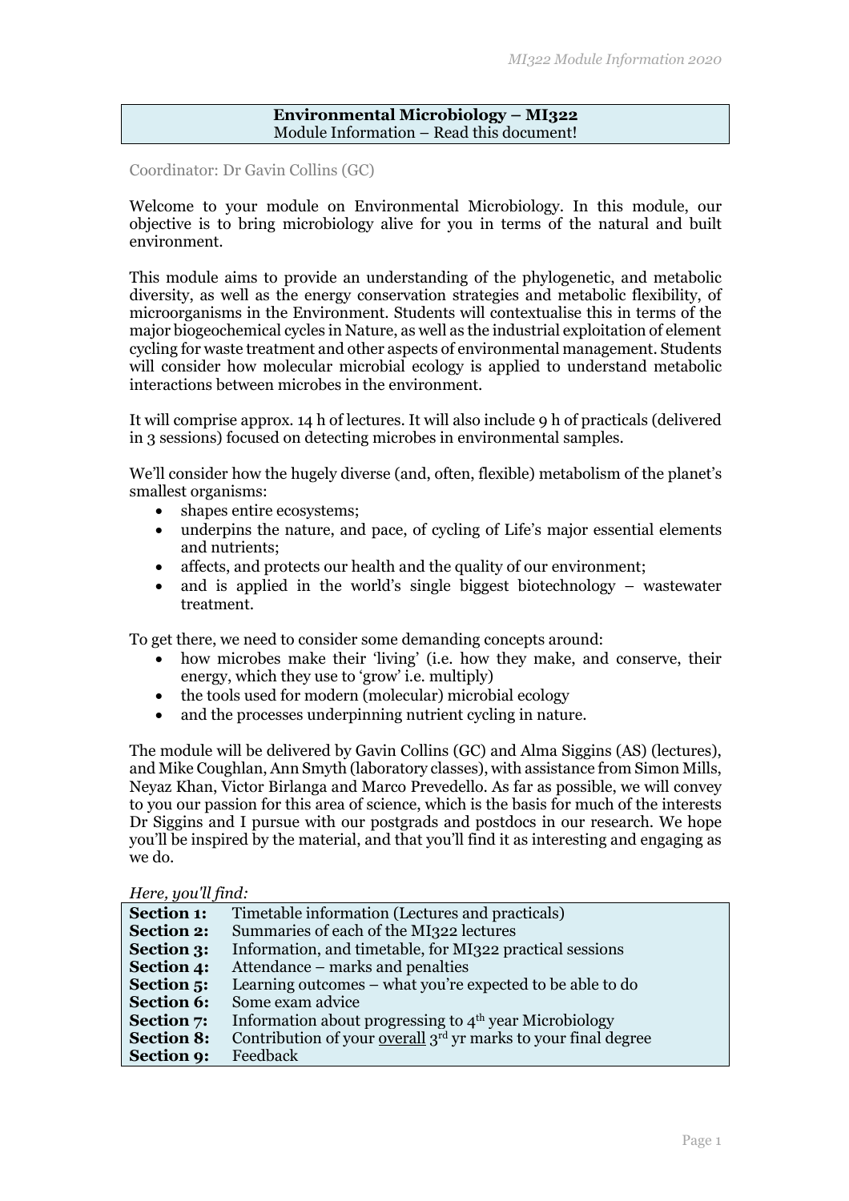**Environmental Microbiology – MI322**
Module Information – Read this document!

Coordinator: Dr Gavin Collins (GC)

Welcome to your module on Environmental Microbiology. In this module, our objective is to bring microbiology alive for you in terms of the natural and built environment.

This module aims to provide an understanding of the phylogenetic, and metabolic diversity, as well as the energy conservation strategies and metabolic flexibility, of microorganisms in the Environment. Students will contextualise this in terms of the major biogeochemical cycles in Nature, as well as the industrial exploitation of element cycling for waste treatment and other aspects of environmental management. Students will consider how molecular microbial ecology is applied to understand metabolic interactions between microbes in the environment.

It will comprise approx. 14 h of lectures. It will also include 9 h of practicals (delivered in 3 sessions) focused on detecting microbes in environmental samples.

We'll consider how the hugely diverse (and, often, flexible) metabolism of the planet's smallest organisms:

- shapes entire ecosystems;
- underpins the nature, and pace, of cycling of Life's major essential elements and nutrients;
- affects, and protects our health and the quality of our environment;
- and is applied in the world's single biggest biotechnology – wastewater treatment.

To get there, we need to consider some demanding concepts around:

- how microbes make their 'living' (i.e. how they make, and conserve, their energy, which they use to 'grow' i.e. multiply)
- the tools used for modern (molecular) microbial ecology
- and the processes underpinning nutrient cycling in nature.

The module will be delivered by Gavin Collins (GC) and Alma Siggins (AS) (lectures), and Mike Coughlan, Ann Smyth (laboratory classes), with assistance from Simon Mills, Neyaz Khan, Victor Birlanga and Marco Prevedello. As far as possible, we will convey to you our passion for this area of science, which is the basis for much of the interests Dr Siggins and I pursue with our postgrads and postdocs in our research. We hope you'll be inspired by the material, and that you'll find it as interesting and engaging as we do.

*Here, you'll find:*

| | |
|---|---|
| **Section 1:** | Timetable information (Lectures and practicals) |
| **Section 2:** | Summaries of each of the MI322 lectures |
| **Section 3:** | Information, and timetable, for MI322 practical sessions |
| **Section 4:** | Attendance – marks and penalties |
| **Section 5:** | Learning outcomes – what you're expected to be able to do |
| **Section 6:** | Some exam advice |
| **Section 7:** | Information about progressing to 4th year Microbiology |
| **Section 8:** | Contribution of your overall 3rd yr marks to your final degree |
| **Section 9:** | Feedback |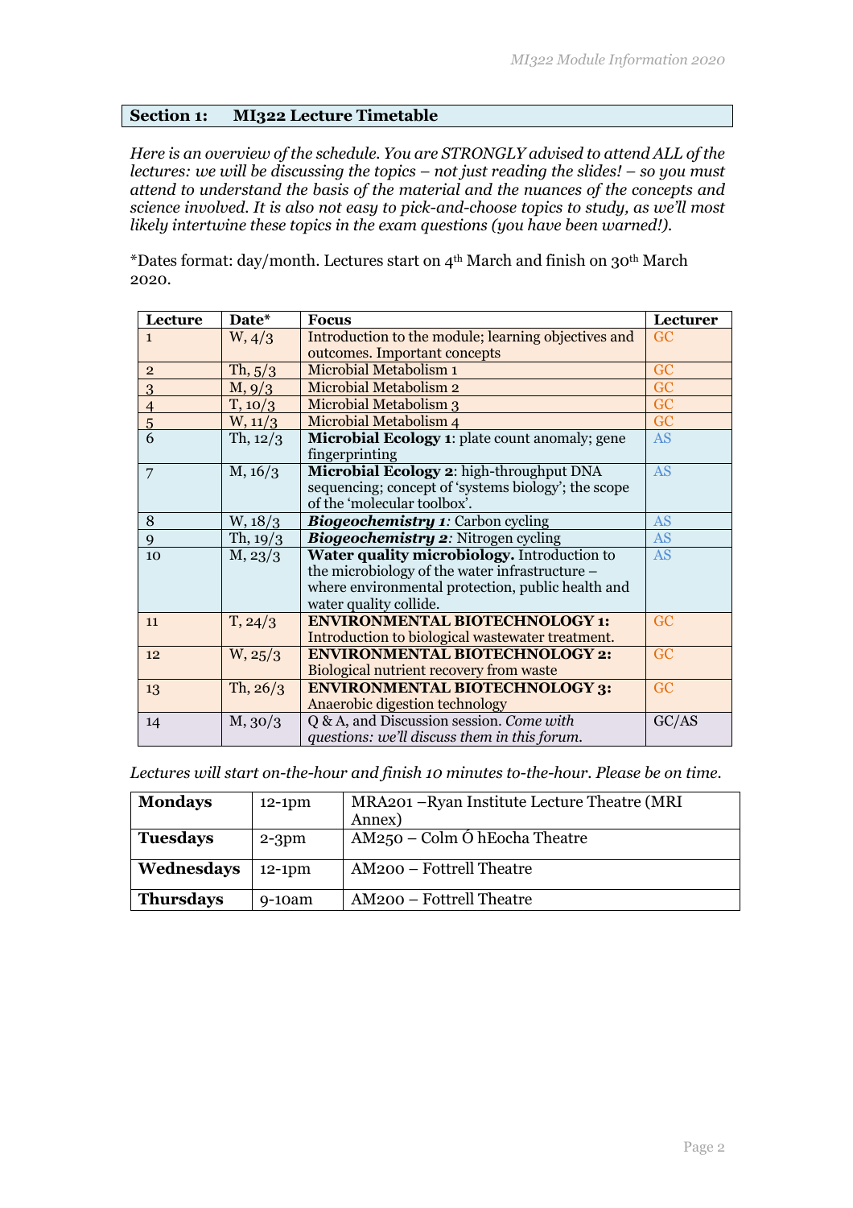## Section 1: MI322 Lecture Timetable

*Here is an overview of the schedule. You are STRONGLY advised to attend ALL of the lectures: we will be discussing the topics – not just reading the slides! – so you must attend to understand the basis of the material and the nuances of the concepts and science involved. It is also not easy to pick-and-choose topics to study, as we'll most likely intertwine these topics in the exam questions (you have been warned!).*

*Dates format: day/month. Lectures start on 4th March and finish on 30th March 2020.

| Lecture | Date* | Focus | Lecturer |
|---|---|---|---|
| 1 | W, 4/3 | Introduction to the module; learning objectives and outcomes. Important concepts | GC |
| 2 | Th, 5/3 | Microbial Metabolism 1 | GC |
| 3 | M, 9/3 | Microbial Metabolism 2 | GC |
| 4 | T, 10/3 | Microbial Metabolism 3 | GC |
| 5 | W, 11/3 | Microbial Metabolism 4 | GC |
| 6 | Th, 12/3 | **Microbial Ecology 1**: plate count anomaly; gene fingerprinting | AS |
| 7 | M, 16/3 | **Microbial Ecology 2**: high-throughput DNA sequencing; concept of 'systems biology'; the scope of the 'molecular toolbox'. | AS |
| 8 | W, 18/3 | ***Biogeochemistry 1**:* Carbon cycling | AS |
| 9 | Th, 19/3 | ***Biogeochemistry 2**:* Nitrogen cycling | AS |
| 10 | M, 23/3 | **Water quality microbiology.** Introduction to the microbiology of the water infrastructure – where environmental protection, public health and water quality collide. | AS |
| 11 | T, 24/3 | **ENVIRONMENTAL BIOTECHNOLOGY 1:** Introduction to biological wastewater treatment. | GC |
| 12 | W, 25/3 | **ENVIRONMENTAL BIOTECHNOLOGY 2:** Biological nutrient recovery from waste | GC |
| 13 | Th, 26/3 | **ENVIRONMENTAL BIOTECHNOLOGY 3:** Anaerobic digestion technology | GC |
| 14 | M, 30/3 | Q & A, and Discussion session. *Come with questions: we'll discuss them in this forum.* | GC/AS |

*Lectures will start on-the-hour and finish 10 minutes to-the-hour. Please be on time.*

| | | |
|---|---|---|
| **Mondays** | 12-1pm | MRA201 –Ryan Institute Lecture Theatre (MRI Annex) |
| **Tuesdays** | 2-3pm | AM250 – Colm Ó hEocha Theatre |
| **Wednesdays** | 12-1pm | AM200 – Fottrell Theatre |
| **Thursdays** | 9-10am | AM200 – Fottrell Theatre |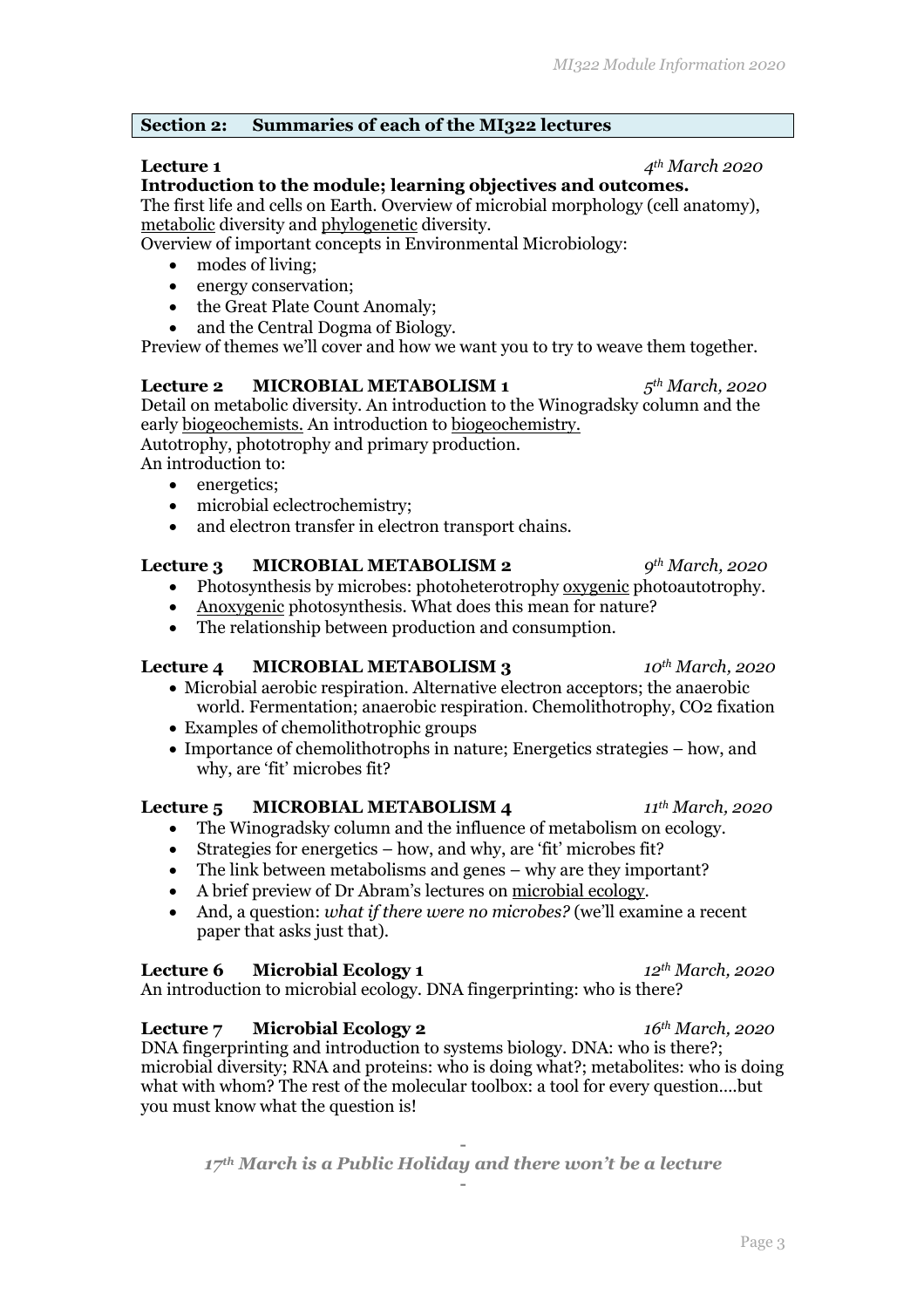## Section 2: Summaries of each of the MI322 lectures

**Lecture 1** *4th March 2020*

**Introduction to the module; learning objectives and outcomes.**

The first life and cells on Earth. Overview of microbial morphology (cell anatomy), metabolic diversity and phylogenetic diversity.

Overview of important concepts in Environmental Microbiology:

- modes of living;
- energy conservation;
- the Great Plate Count Anomaly;
- and the Central Dogma of Biology.

Preview of themes we'll cover and how we want you to try to weave them together.

**Lecture 2 MICROBIAL METABOLISM 1** *5th March, 2020*

Detail on metabolic diversity. An introduction to the Winogradsky column and the early biogeochemists. An introduction to biogeochemistry.

Autotrophy, phototrophy and primary production.

An introduction to:

- energetics;
- microbial eclectrochemistry;
- and electron transfer in electron transport chains.

**Lecture 3 MICROBIAL METABOLISM 2** *9th March, 2020*

- Photosynthesis by microbes: photoheterotrophy oxygenic photoautotrophy.
- Anoxygenic photosynthesis. What does this mean for nature?
- The relationship between production and consumption.

**Lecture 4 MICROBIAL METABOLISM 3** *10th March, 2020*

- Microbial aerobic respiration. Alternative electron acceptors; the anaerobic world. Fermentation; anaerobic respiration. Chemolithotrophy, CO2 fixation
- Examples of chemolithotrophic groups
- Importance of chemolithotrophs in nature; Energetics strategies – how, and why, are 'fit' microbes fit?

**Lecture 5 MICROBIAL METABOLISM 4** *11th March, 2020*

- The Winogradsky column and the influence of metabolism on ecology.
- Strategies for energetics – how, and why, are 'fit' microbes fit?
- The link between metabolisms and genes – why are they important?
- A brief preview of Dr Abram's lectures on microbial ecology.
- And, a question: *what if there were no microbes?* (we'll examine a recent paper that asks just that).

**Lecture 6 Microbial Ecology 1** *12th March, 2020*

An introduction to microbial ecology. DNA fingerprinting: who is there?

**Lecture 7 Microbial Ecology 2** *16th March, 2020*

DNA fingerprinting and introduction to systems biology. DNA: who is there?; microbial diversity; RNA and proteins: who is doing what?; metabolites: who is doing what with whom? The rest of the molecular toolbox: a tool for every question….but you must know what the question is!

-

***17th March is a Public Holiday and there won't be a lecture***

-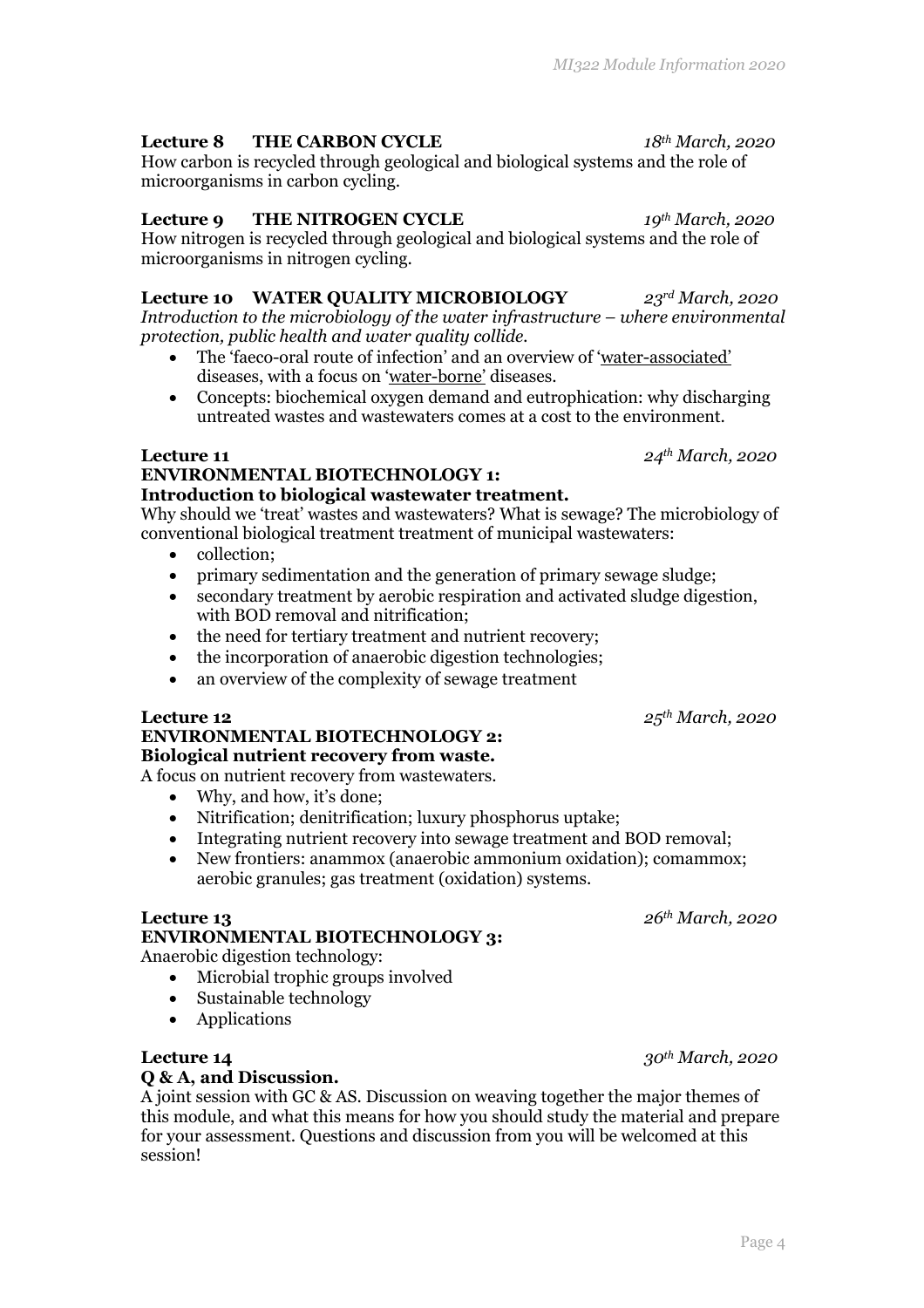**Lecture 8 THE CARBON CYCLE** *18th March, 2020*

How carbon is recycled through geological and biological systems and the role of microorganisms in carbon cycling.

**Lecture 9 THE NITROGEN CYCLE** *19th March, 2020*

How nitrogen is recycled through geological and biological systems and the role of microorganisms in nitrogen cycling.

**Lecture 10 WATER QUALITY MICROBIOLOGY** *23rd March, 2020*

*Introduction to the microbiology of the water infrastructure – where environmental protection, public health and water quality collide.*

- The 'faeco-oral route of infection' and an overview of 'water-associated' diseases, with a focus on 'water-borne' diseases.
- Concepts: biochemical oxygen demand and eutrophication: why discharging untreated wastes and wastewaters comes at a cost to the environment.

**Lecture 11** *24th March, 2020*
**ENVIRONMENTAL BIOTECHNOLOGY 1:**
**Introduction to biological wastewater treatment.**

Why should we 'treat' wastes and wastewaters? What is sewage? The microbiology of conventional biological treatment treatment of municipal wastewaters:

- collection;
- primary sedimentation and the generation of primary sewage sludge;
- secondary treatment by aerobic respiration and activated sludge digestion, with BOD removal and nitrification;
- the need for tertiary treatment and nutrient recovery;
- the incorporation of anaerobic digestion technologies;
- an overview of the complexity of sewage treatment

**Lecture 12** *25th March, 2020*
**ENVIRONMENTAL BIOTECHNOLOGY 2:**
**Biological nutrient recovery from waste.**

A focus on nutrient recovery from wastewaters.

- Why, and how, it's done;
- Nitrification; denitrification; luxury phosphorus uptake;
- Integrating nutrient recovery into sewage treatment and BOD removal;
- New frontiers: anammox (anaerobic ammonium oxidation); comammox; aerobic granules; gas treatment (oxidation) systems.

**Lecture 13** *26th March, 2020*
**ENVIRONMENTAL BIOTECHNOLOGY 3:**

Anaerobic digestion technology:

- Microbial trophic groups involved
- Sustainable technology
- Applications

**Lecture 14** *30th March, 2020*
**Q & A, and Discussion.**

A joint session with GC & AS. Discussion on weaving together the major themes of this module, and what this means for how you should study the material and prepare for your assessment. Questions and discussion from you will be welcomed at this session!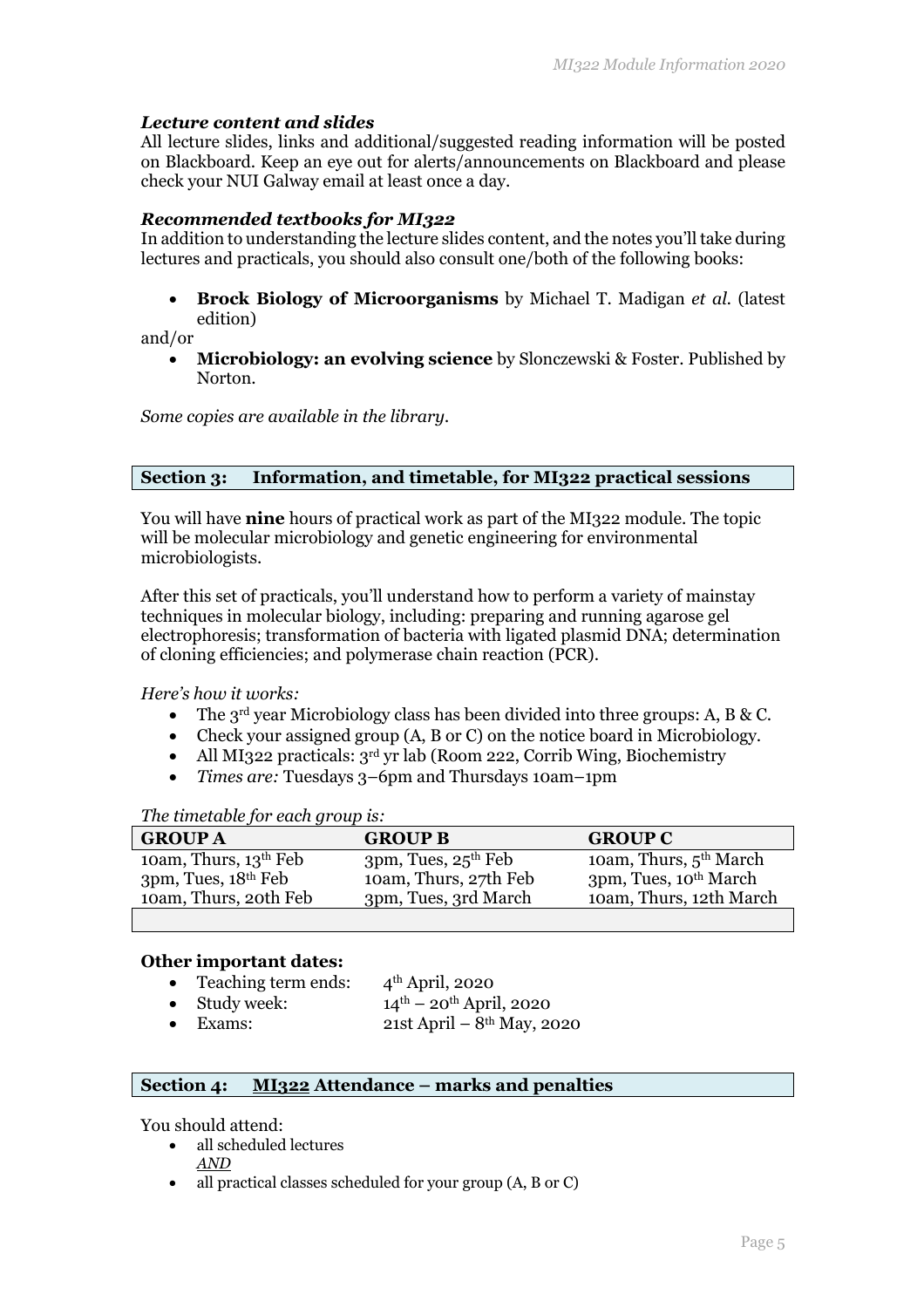### *Lecture content and slides*

All lecture slides, links and additional/suggested reading information will be posted on Blackboard. Keep an eye out for alerts/announcements on Blackboard and please check your NUI Galway email at least once a day.

### *Recommended textbooks for MI322*

In addition to understanding the lecture slides content, and the notes you'll take during lectures and practicals, you should also consult one/both of the following books:

- **Brock Biology of Microorganisms** by Michael T. Madigan *et al.* (latest edition)

and/or

- **Microbiology: an evolving science** by Slonczewski & Foster. Published by Norton.

*Some copies are available in the library.*

## Section 3: Information, and timetable, for MI322 practical sessions

You will have **nine** hours of practical work as part of the MI322 module. The topic will be molecular microbiology and genetic engineering for environmental microbiologists.

After this set of practicals, you'll understand how to perform a variety of mainstay techniques in molecular biology, including: preparing and running agarose gel electrophoresis; transformation of bacteria with ligated plasmid DNA; determination of cloning efficiencies; and polymerase chain reaction (PCR).

*Here's how it works:*

- The 3rd year Microbiology class has been divided into three groups: A, B & C.
- Check your assigned group (A, B or C) on the notice board in Microbiology.
- All MI322 practicals: 3rd yr lab (Room 222, Corrib Wing, Biochemistry
- *Times are:* Tuesdays 3–6pm and Thursdays 10am–1pm

*The timetable for each group is:*

| GROUP A | GROUP B | GROUP C |
|---|---|---|
| 10am, Thurs, 13th Feb | 3pm, Tues, 25th Feb | 10am, Thurs, 5th March |
| 3pm, Tues, 18th Feb | 10am, Thurs, 27th Feb | 3pm, Tues, 10th March |
| 10am, Thurs, 20th Feb | 3pm, Tues, 3rd March | 10am, Thurs, 12th March |

**Other important dates:**

- Teaching term ends: 4th April, 2020
- Study week: 14th – 20th April, 2020
- Exams: 21st April – 8th May, 2020

## Section 4: MI322 Attendance – marks and penalties

You should attend:

- all scheduled lectures
  *AND*
- all practical classes scheduled for your group (A, B or C)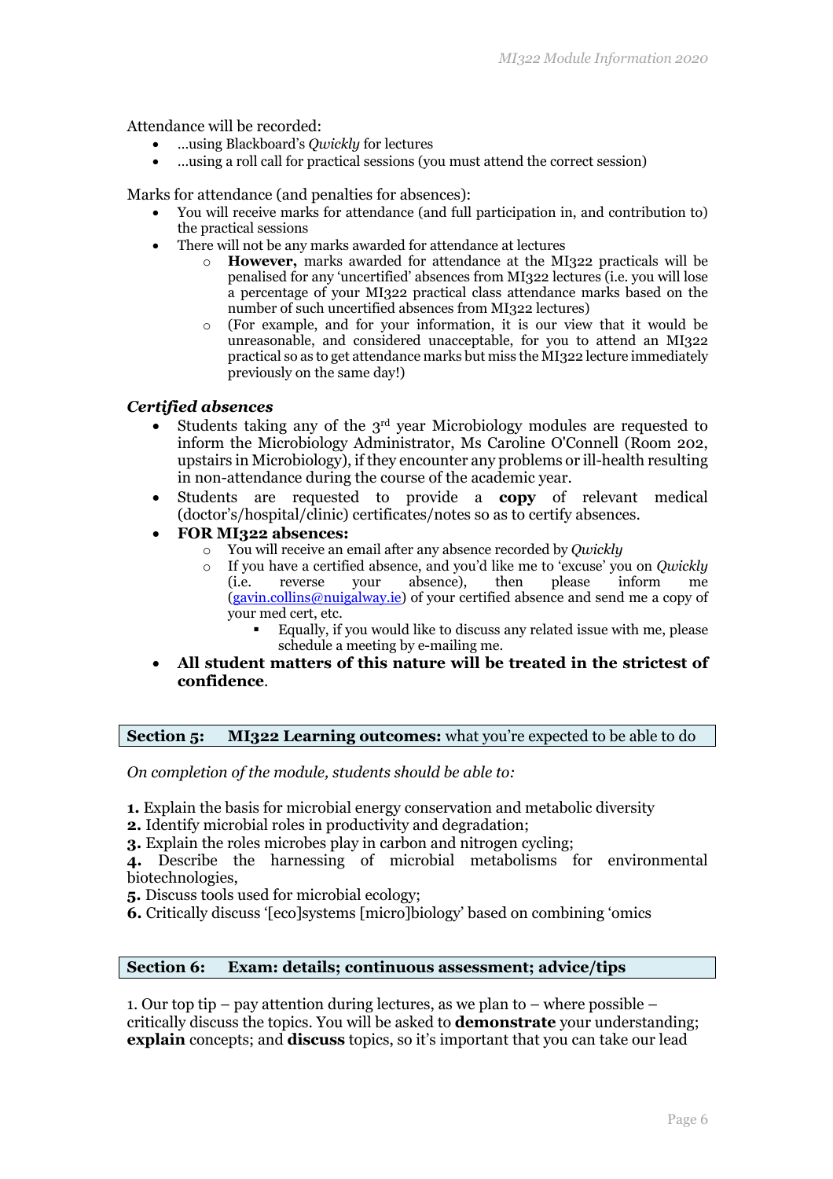Attendance will be recorded:

- …using Blackboard's *Qwickly* for lectures
- …using a roll call for practical sessions (you must attend the correct session)

Marks for attendance (and penalties for absences):

- You will receive marks for attendance (and full participation in, and contribution to) the practical sessions
- There will not be any marks awarded for attendance at lectures
    - **However,** marks awarded for attendance at the MI322 practicals will be penalised for any 'uncertified' absences from MI322 lectures (i.e. you will lose a percentage of your MI322 practical class attendance marks based on the number of such uncertified absences from MI322 lectures)
    - (For example, and for your information, it is our view that it would be unreasonable, and considered unacceptable, for you to attend an MI322 practical so as to get attendance marks but miss the MI322 lecture immediately previously on the same day!)

### *Certified absences*

- Students taking any of the 3rd year Microbiology modules are requested to inform the Microbiology Administrator, Ms Caroline O'Connell (Room 202, upstairs in Microbiology), if they encounter any problems or ill-health resulting in non-attendance during the course of the academic year.
- Students are requested to provide a **copy** of relevant medical (doctor's/hospital/clinic) certificates/notes so as to certify absences.
- **FOR MI322 absences:**
    - You will receive an email after any absence recorded by *Qwickly*
    - If you have a certified absence, and you'd like me to 'excuse' you on *Qwickly* (i.e. reverse your absence), then please inform me (gavin.collins@nuigalway.ie) of your certified absence and send me a copy of your med cert, etc.
        - Equally, if you would like to discuss any related issue with me, please schedule a meeting by e-mailing me.
- **All student matters of this nature will be treated in the strictest of confidence**.

## Section 5: MI322 Learning outcomes: what you're expected to be able to do

*On completion of the module, students should be able to:*

**1.** Explain the basis for microbial energy conservation and metabolic diversity
**2.** Identify microbial roles in productivity and degradation;
**3.** Explain the roles microbes play in carbon and nitrogen cycling;
**4.** Describe the harnessing of microbial metabolisms for environmental biotechnologies,
**5.** Discuss tools used for microbial ecology;
**6.** Critically discuss '[eco]systems [micro]biology' based on combining 'omics

## Section 6: Exam: details; continuous assessment; advice/tips

1. Our top tip – pay attention during lectures, as we plan to – where possible – critically discuss the topics. You will be asked to **demonstrate** your understanding; **explain** concepts; and **discuss** topics, so it's important that you can take our lead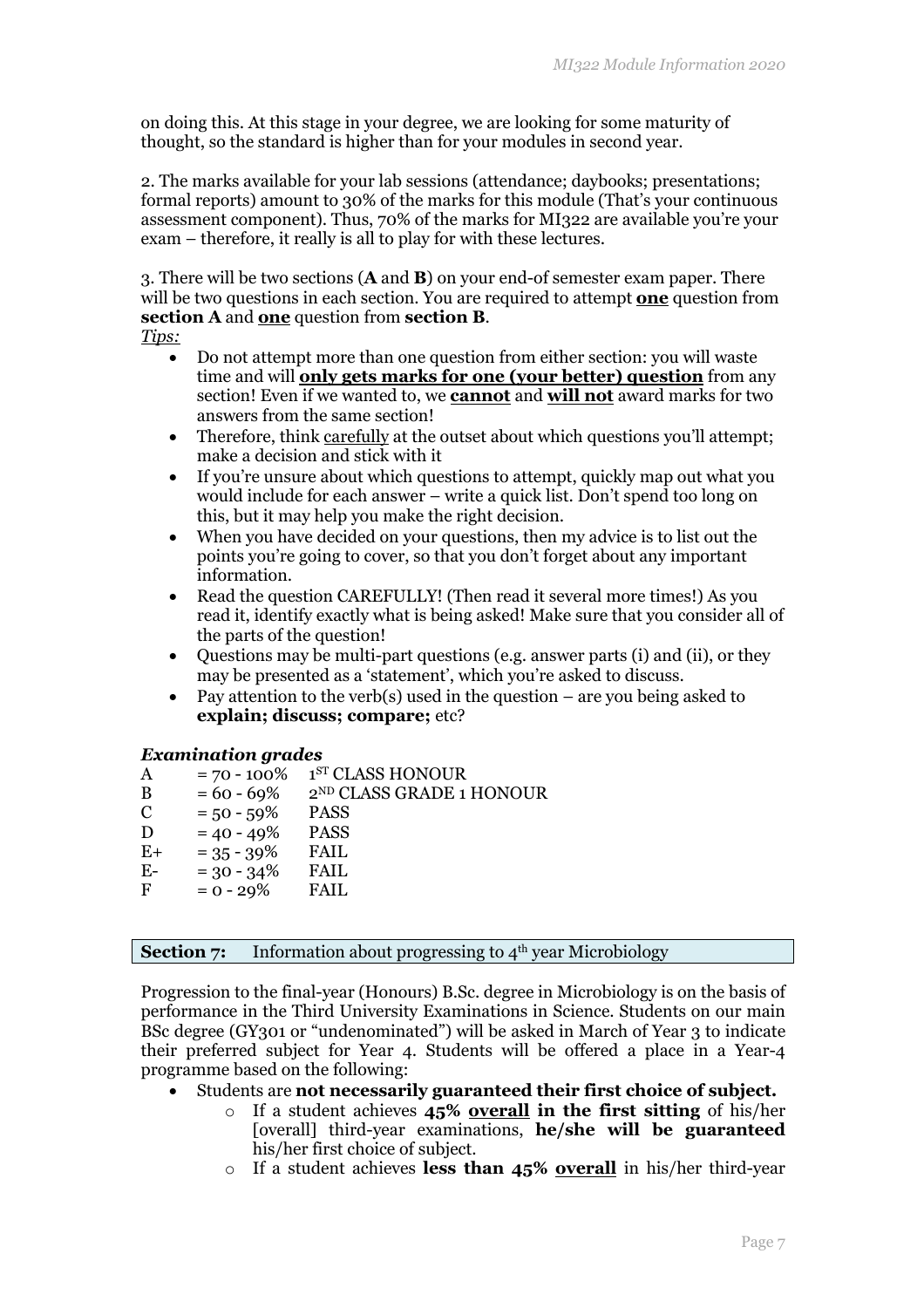on doing this. At this stage in your degree, we are looking for some maturity of thought, so the standard is higher than for your modules in second year.

2. The marks available for your lab sessions (attendance; daybooks; presentations; formal reports) amount to 30% of the marks for this module (That's your continuous assessment component). Thus, 70% of the marks for MI322 are available you're your exam – therefore, it really is all to play for with these lectures.

3. There will be two sections (**A** and **B**) on your end-of semester exam paper. There will be two questions in each section. You are required to attempt **one** question from **section A** and **one** question from **section B**.

*Tips:*

- Do not attempt more than one question from either section: you will waste time and will **only gets marks for one (your better) question** from any section! Even if we wanted to, we **cannot** and **will not** award marks for two answers from the same section!
- Therefore, think carefully at the outset about which questions you'll attempt; make a decision and stick with it
- If you're unsure about which questions to attempt, quickly map out what you would include for each answer – write a quick list. Don't spend too long on this, but it may help you make the right decision.
- When you have decided on your questions, then my advice is to list out the points you're going to cover, so that you don't forget about any important information.
- Read the question CAREFULLY! (Then read it several more times!) As you read it, identify exactly what is being asked! Make sure that you consider all of the parts of the question!
- Questions may be multi-part questions (e.g. answer parts (i) and (ii), or they may be presented as a 'statement', which you're asked to discuss.
- Pay attention to the verb(s) used in the question – are you being asked to **explain; discuss; compare;** etc?

### *Examination grades*

| Grade | Range | Result |
|---|---|---|
| A | = 70 - 100% | 1ST CLASS HONOUR |
| B | = 60 - 69% | 2ND CLASS GRADE 1 HONOUR |
| C | = 50 - 59% | PASS |
| D | = 40 - 49% | PASS |
| E+ | = 35 - 39% | FAIL |
| E- | = 30 - 34% | FAIL |
| F | = 0 - 29% | FAIL |

## Section 7: Information about progressing to 4th year Microbiology

Progression to the final-year (Honours) B.Sc. degree in Microbiology is on the basis of performance in the Third University Examinations in Science. Students on our main BSc degree (GY301 or "undenominated") will be asked in March of Year 3 to indicate their preferred subject for Year 4. Students will be offered a place in a Year-4 programme based on the following:

- Students are **not necessarily guaranteed their first choice of subject.**
  - If a student achieves **45% overall in the first sitting** of his/her [overall] third-year examinations, **he/she will be guaranteed** his/her first choice of subject.
  - If a student achieves **less than 45% overall** in his/her third-year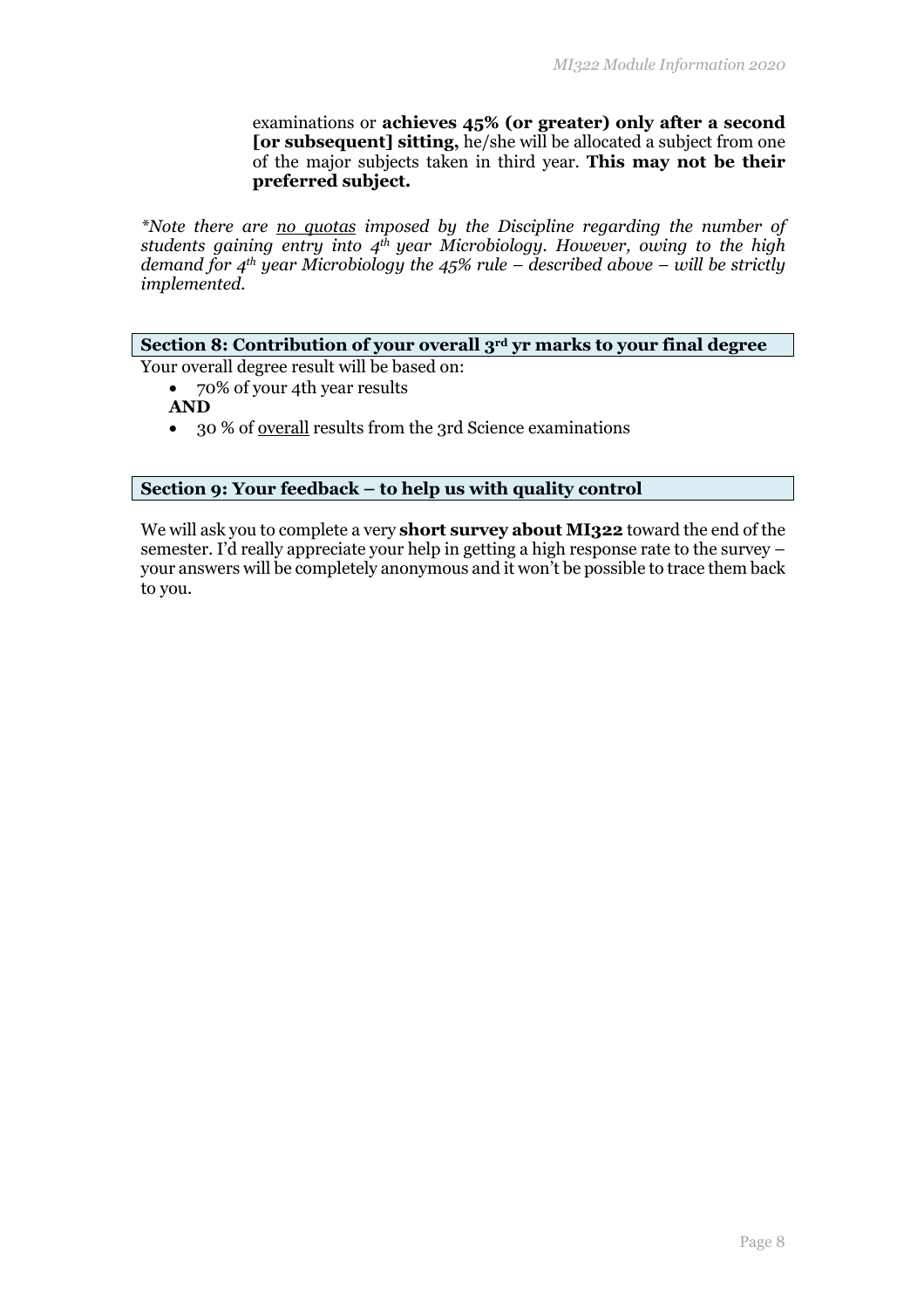examinations or **achieves 45% (or greater) only after a second [or subsequent] sitting,** he/she will be allocated a subject from one of the major subjects taken in third year. **This may not be their preferred subject.**

*\*Note there are no quotas imposed by the Discipline regarding the number of students gaining entry into 4th year Microbiology. However, owing to the high demand for 4th year Microbiology the 45% rule – described above – will be strictly implemented.*

## Section 8: Contribution of your overall 3rd yr marks to your final degree

Your overall degree result will be based on:

- 70% of your 4th year results

**AND**

- 30 % of overall results from the 3rd Science examinations

## Section 9: Your feedback – to help us with quality control

We will ask you to complete a very **short survey about MI322** toward the end of the semester. I'd really appreciate your help in getting a high response rate to the survey – your answers will be completely anonymous and it won't be possible to trace them back to you.